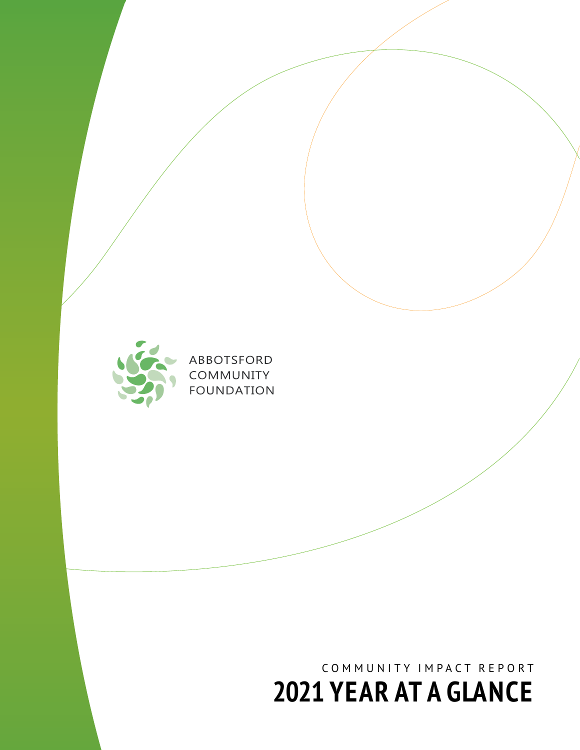ABBOTSFORD
COMMUNITY
FOUNDATION

COMMUNITY IMPACT REPORT

# 2021 YEAR AT A GLANCE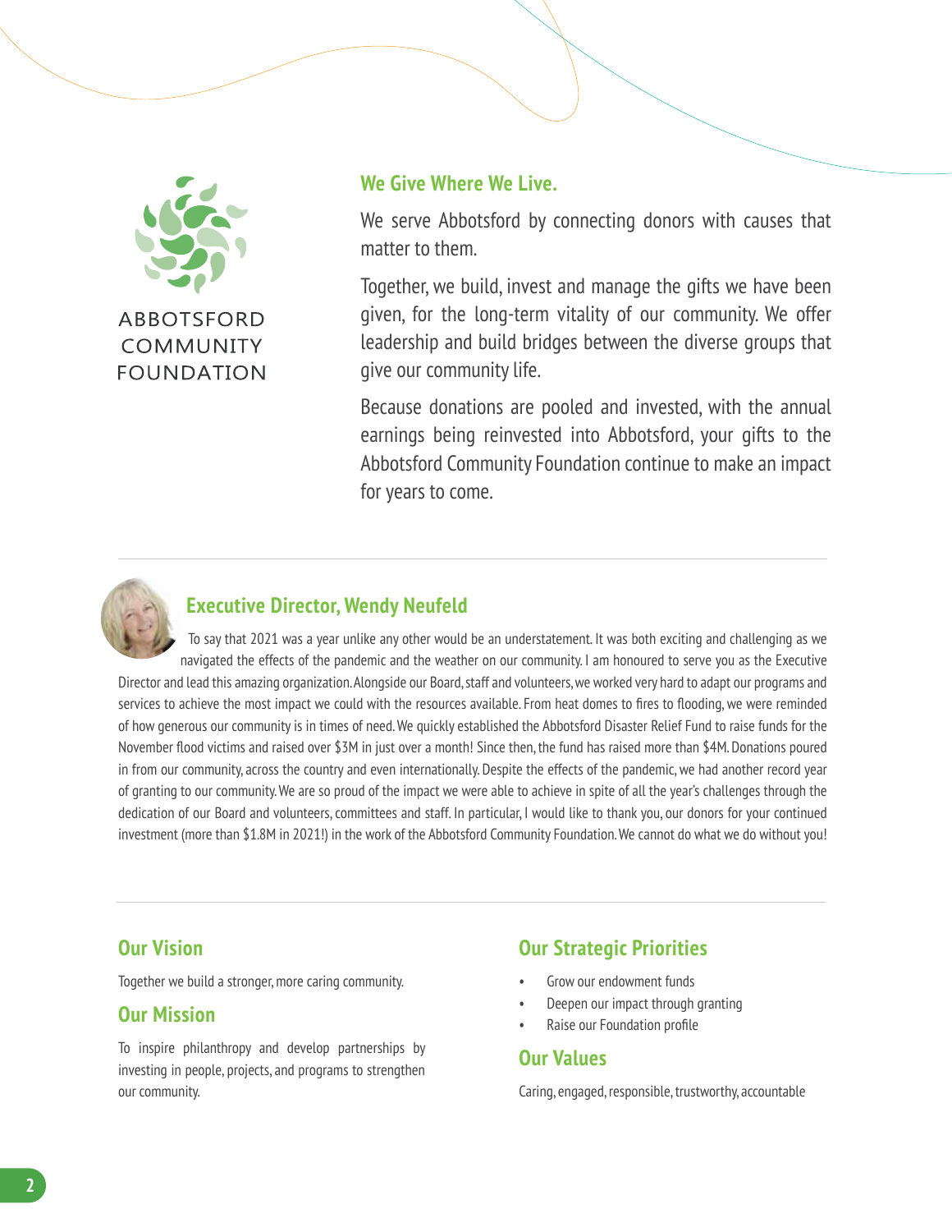ABBOTSFORD COMMUNITY FOUNDATION

## We Give Where We Live.

We serve Abbotsford by connecting donors with causes that matter to them.

Together, we build, invest and manage the gifts we have been given, for the long-term vitality of our community. We offer leadership and build bridges between the diverse groups that give our community life.

Because donations are pooled and invested, with the annual earnings being reinvested into Abbotsford, your gifts to the Abbotsford Community Foundation continue to make an impact for years to come.

## Executive Director, Wendy Neufeld

To say that 2021 was a year unlike any other would be an understatement. It was both exciting and challenging as we navigated the effects of the pandemic and the weather on our community. I am honoured to serve you as the Executive Director and lead this amazing organization. Alongside our Board, staff and volunteers, we worked very hard to adapt our programs and services to achieve the most impact we could with the resources available. From heat domes to fires to flooding, we were reminded of how generous our community is in times of need. We quickly established the Abbotsford Disaster Relief Fund to raise funds for the November flood victims and raised over $3M in just over a month! Since then, the fund has raised more than $4M. Donations poured in from our community, across the country and even internationally. Despite the effects of the pandemic, we had another record year of granting to our community. We are so proud of the impact we were able to achieve in spite of all the year's challenges through the dedication of our Board and volunteers, committees and staff. In particular, I would like to thank you, our donors for your continued investment (more than $1.8M in 2021!) in the work of the Abbotsford Community Foundation. We cannot do what we do without you!

## Our Vision

Together we build a stronger, more caring community.

## Our Mission

To inspire philanthropy and develop partnerships by investing in people, projects, and programs to strengthen our community.

## Our Strategic Priorities

- Grow our endowment funds
- Deepen our impact through granting
- Raise our Foundation profile

## Our Values

Caring, engaged, responsible, trustworthy, accountable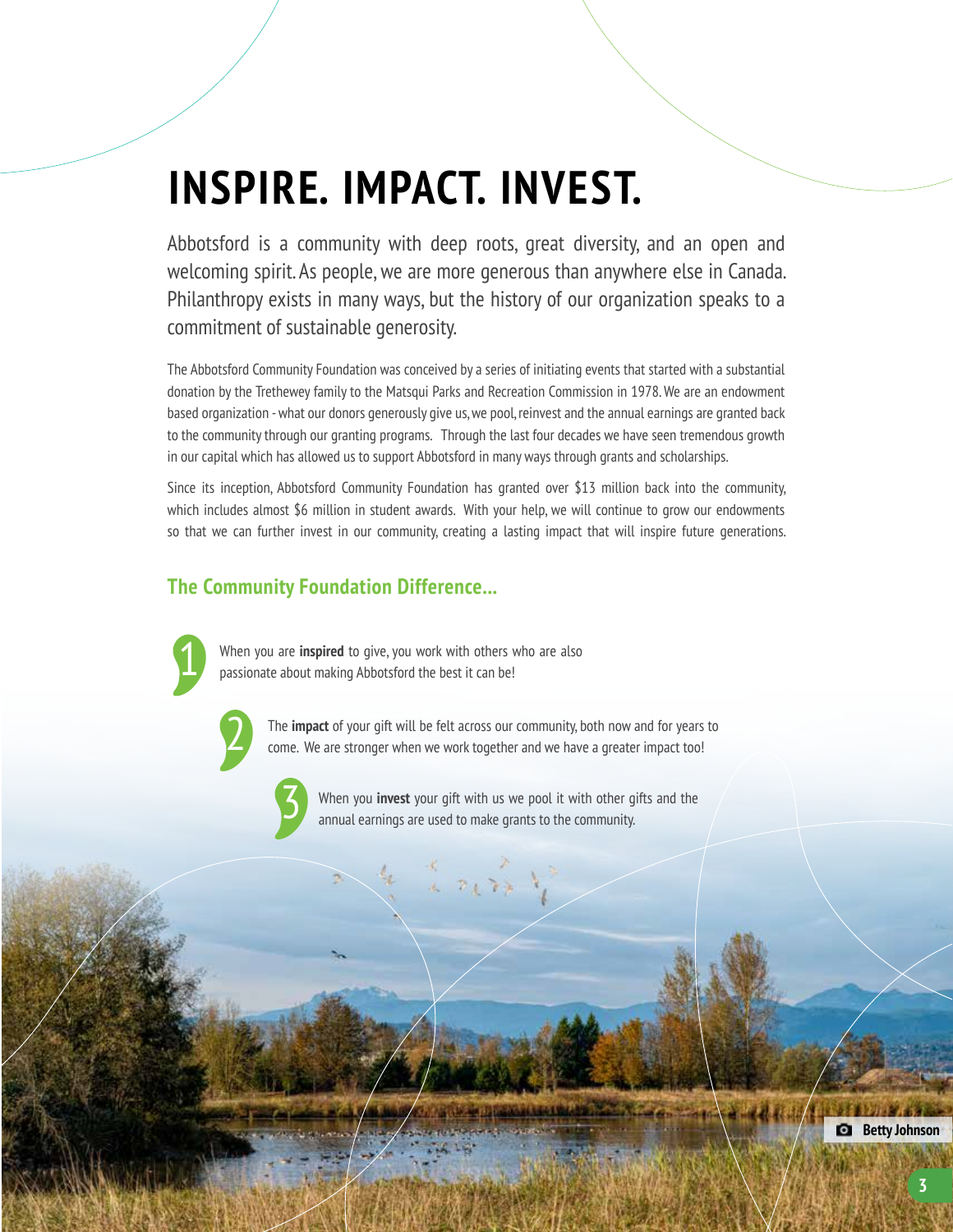# INSPIRE. IMPACT. INVEST.

Abbotsford is a community with deep roots, great diversity, and an open and welcoming spirit. As people, we are more generous than anywhere else in Canada. Philanthropy exists in many ways, but the history of our organization speaks to a commitment of sustainable generosity.

The Abbotsford Community Foundation was conceived by a series of initiating events that started with a substantial donation by the Trethewey family to the Matsqui Parks and Recreation Commission in 1978. We are an endowment based organization - what our donors generously give us, we pool, reinvest and the annual earnings are granted back to the community through our granting programs. Through the last four decades we have seen tremendous growth in our capital which has allowed us to support Abbotsford in many ways through grants and scholarships.

Since its inception, Abbotsford Community Foundation has granted over $13 million back into the community, which includes almost $6 million in student awards. With your help, we will continue to grow our endowments so that we can further invest in our community, creating a lasting impact that will inspire future generations.

## The Community Foundation Difference...

1. When you are **inspired** to give, you work with others who are also passionate about making Abbotsford the best it can be!
2. The **impact** of your gift will be felt across our community, both now and for years to come. We are stronger when we work together and we have a greater impact too!
3. When you **invest** your gift with us we pool it with other gifts and the annual earnings are used to make grants to the community.

Betty Johnson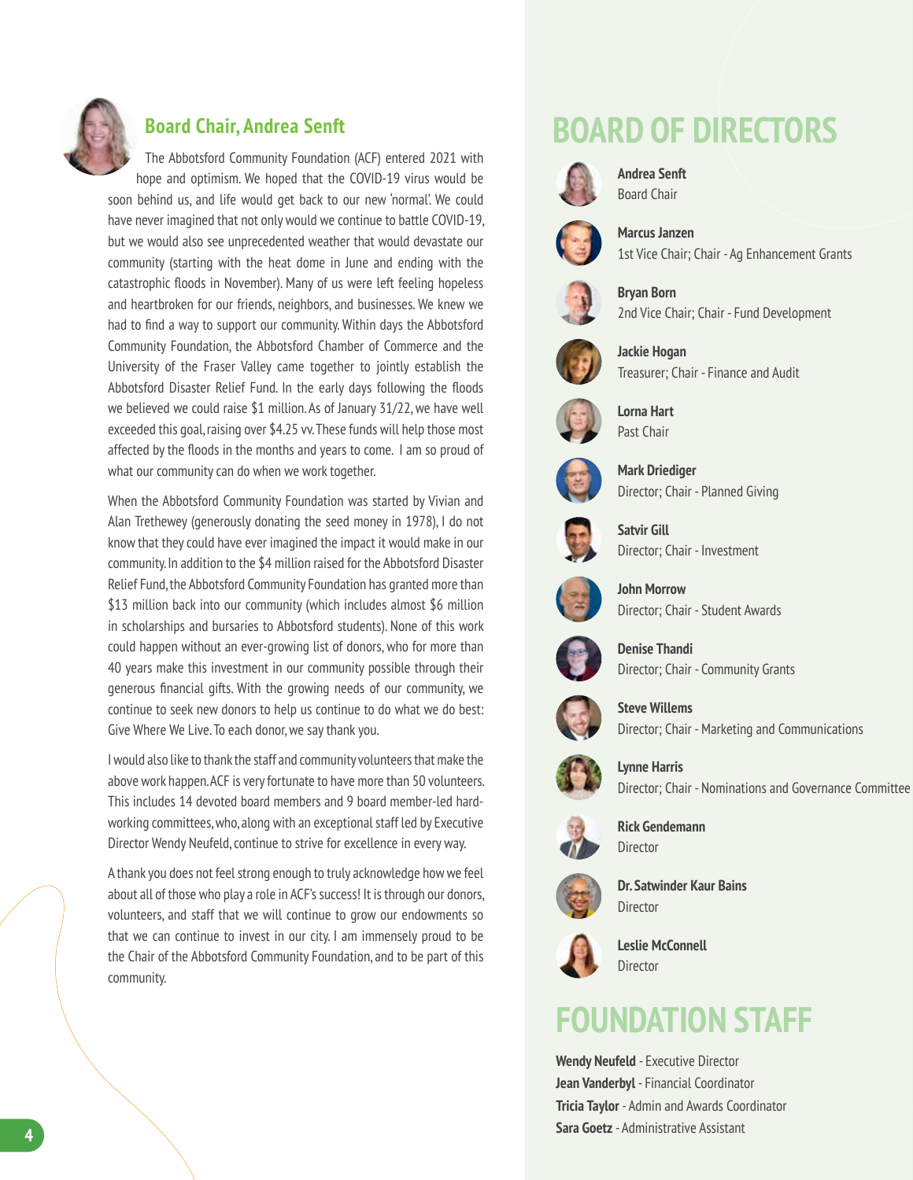## Board Chair, Andrea Senft

The Abbotsford Community Foundation (ACF) entered 2021 with hope and optimism. We hoped that the COVID-19 virus would be soon behind us, and life would get back to our new 'normal'. We could have never imagined that not only would we continue to battle COVID-19, but we would also see unprecedented weather that would devastate our community (starting with the heat dome in June and ending with the catastrophic floods in November). Many of us were left feeling hopeless and heartbroken for our friends, neighbors, and businesses. We knew we had to find a way to support our community. Within days the Abbotsford Community Foundation, the Abbotsford Chamber of Commerce and the University of the Fraser Valley came together to jointly establish the Abbotsford Disaster Relief Fund. In the early days following the floods we believed we could raise $1 million. As of January 31/22, we have well exceeded this goal, raising over $4.25 vv. These funds will help those most affected by the floods in the months and years to come. I am so proud of what our community can do when we work together.

When the Abbotsford Community Foundation was started by Vivian and Alan Trethewey (generously donating the seed money in 1978), I do not know that they could have ever imagined the impact it would make in our community. In addition to the $4 million raised for the Abbotsford Disaster Relief Fund, the Abbotsford Community Foundation has granted more than $13 million back into our community (which includes almost $6 million in scholarships and bursaries to Abbotsford students). None of this work could happen without an ever-growing list of donors, who for more than 40 years make this investment in our community possible through their generous financial gifts. With the growing needs of our community, we continue to seek new donors to help us continue to do what we do best: Give Where We Live. To each donor, we say thank you.

I would also like to thank the staff and community volunteers that make the above work happen. ACF is very fortunate to have more than 50 volunteers. This includes 14 devoted board members and 9 board member-led hard-working committees, who, along with an exceptional staff led by Executive Director Wendy Neufeld, continue to strive for excellence in every way.

A thank you does not feel strong enough to truly acknowledge how we feel about all of those who play a role in ACF's success! It is through our donors, volunteers, and staff that we will continue to grow our endowments so that we can continue to invest in our city. I am immensely proud to be the Chair of the Abbotsford Community Foundation, and to be part of this community.

# BOARD OF DIRECTORS

**Andrea Senft**
Board Chair

**Marcus Janzen**
1st Vice Chair; Chair - Ag Enhancement Grants

**Bryan Born**
2nd Vice Chair; Chair - Fund Development

**Jackie Hogan**
Treasurer; Chair - Finance and Audit

**Lorna Hart**
Past Chair

**Mark Driediger**
Director; Chair - Planned Giving

**Satvir Gill**
Director; Chair - Investment

**John Morrow**
Director; Chair - Student Awards

**Denise Thandi**
Director; Chair - Community Grants

**Steve Willems**
Director; Chair - Marketing and Communications

**Lynne Harris**
Director; Chair - Nominations and Governance Committee

**Rick Gendemann**
Director

**Dr. Satwinder Kaur Bains**
Director

**Leslie McConnell**
Director

# FOUNDATION STAFF

**Wendy Neufeld** - Executive Director
**Jean Vanderbyl** - Financial Coordinator
**Tricia Taylor** - Admin and Awards Coordinator
**Sara Goetz** - Administrative Assistant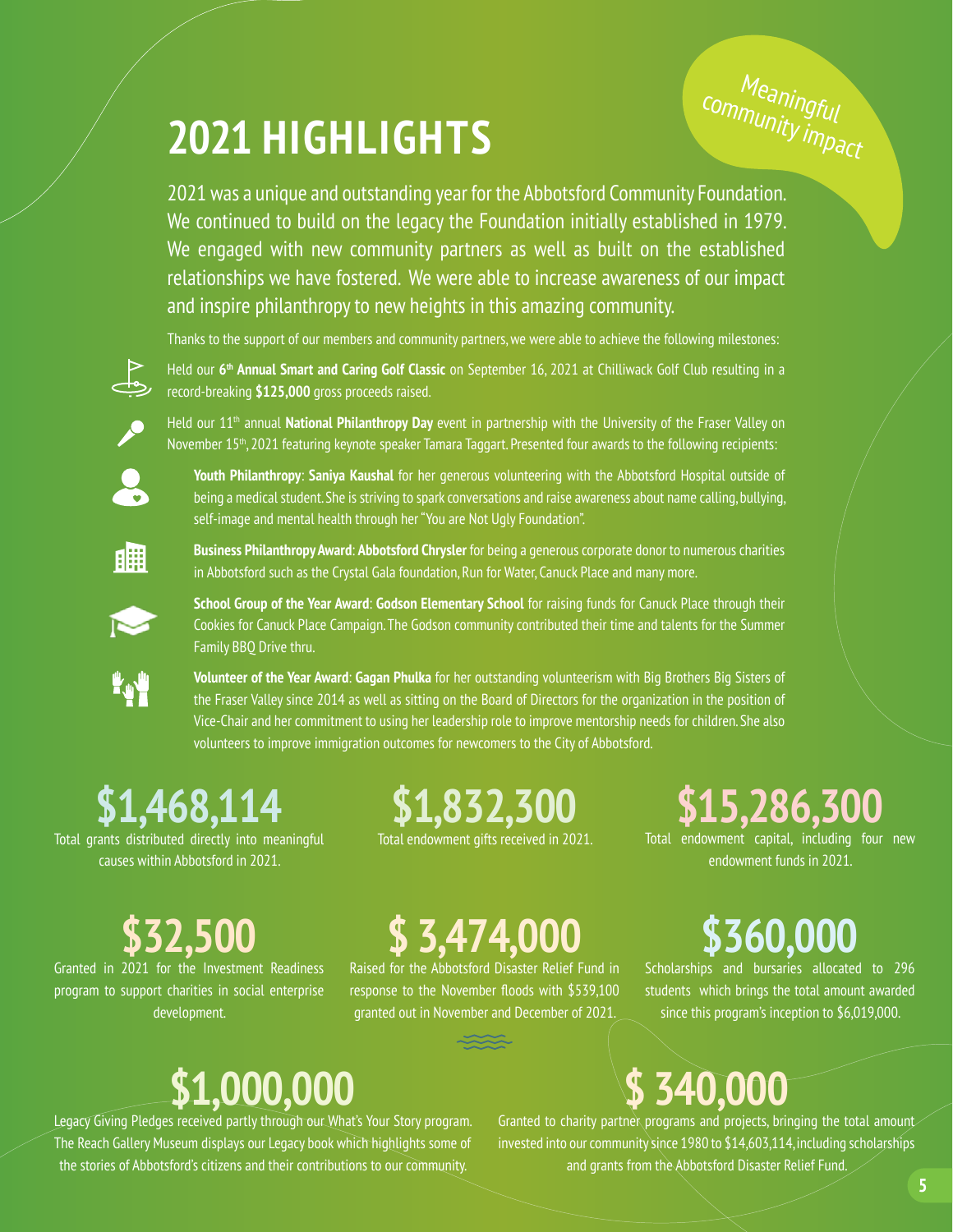# 2021 HIGHLIGHTS

*Meaningful community impact*

2021 was a unique and outstanding year for the Abbotsford Community Foundation. We continued to build on the legacy the Foundation initially established in 1979. We engaged with new community partners as well as built on the established relationships we have fostered. We were able to increase awareness of our impact and inspire philanthropy to new heights in this amazing community.

Thanks to the support of our members and community partners, we were able to achieve the following milestones:

- Held our 6th **Annual Smart and Caring Golf Classic** on September 16, 2021 at Chilliwack Golf Club resulting in a record-breaking **$125,000** gross proceeds raised.
- Held our 11th annual **National Philanthropy Day** event in partnership with the University of the Fraser Valley on November 15th, 2021 featuring keynote speaker Tamara Taggart. Presented four awards to the following recipients:
  - **Youth Philanthropy**: **Saniya Kaushal** for her generous volunteering with the Abbotsford Hospital outside of being a medical student. She is striving to spark conversations and raise awareness about name calling, bullying, self-image and mental health through her "You are Not Ugly Foundation".
  - **Business Philanthropy Award**: **Abbotsford Chrysler** for being a generous corporate donor to numerous charities in Abbotsford such as the Crystal Gala foundation, Run for Water, Canuck Place and many more.
  - **School Group of the Year Award**: **Godson Elementary School** for raising funds for Canuck Place through their Cookies for Canuck Place Campaign. The Godson community contributed their time and talents for the Summer Family BBQ Drive thru.
  - **Volunteer of the Year Award**: **Gagan Phulka** for her outstanding volunteerism with Big Brothers Big Sisters of the Fraser Valley since 2014 as well as sitting on the Board of Directors for the organization in the position of Vice-Chair and her commitment to using her leadership role to improve mentorship needs for children. She also volunteers to improve immigration outcomes for newcomers to the City of Abbotsford.

## $1,468,114
Total grants distributed directly into meaningful causes within Abbotsford in 2021.

## $1,832,300
Total endowment gifts received in 2021.

## $15,286,300
Total endowment capital, including four new endowment funds in 2021.

## $32,500
Granted in 2021 for the Investment Readiness program to support charities in social enterprise development.

## $ 3,474,000
Raised for the Abbotsford Disaster Relief Fund in response to the November floods with $539,100 granted out in November and December of 2021.

## $360,000
Scholarships and bursaries allocated to 296 students which brings the total amount awarded since this program's inception to $6,019,000.

## $1,000,000
Legacy Giving Pledges received partly through our What's Your Story program. The Reach Gallery Museum displays our Legacy book which highlights some of the stories of Abbotsford's citizens and their contributions to our community.

## $ 340,000
Granted to charity partner programs and projects, bringing the total amount invested into our community since 1980 to $14,603,114, including scholarships and grants from the Abbotsford Disaster Relief Fund.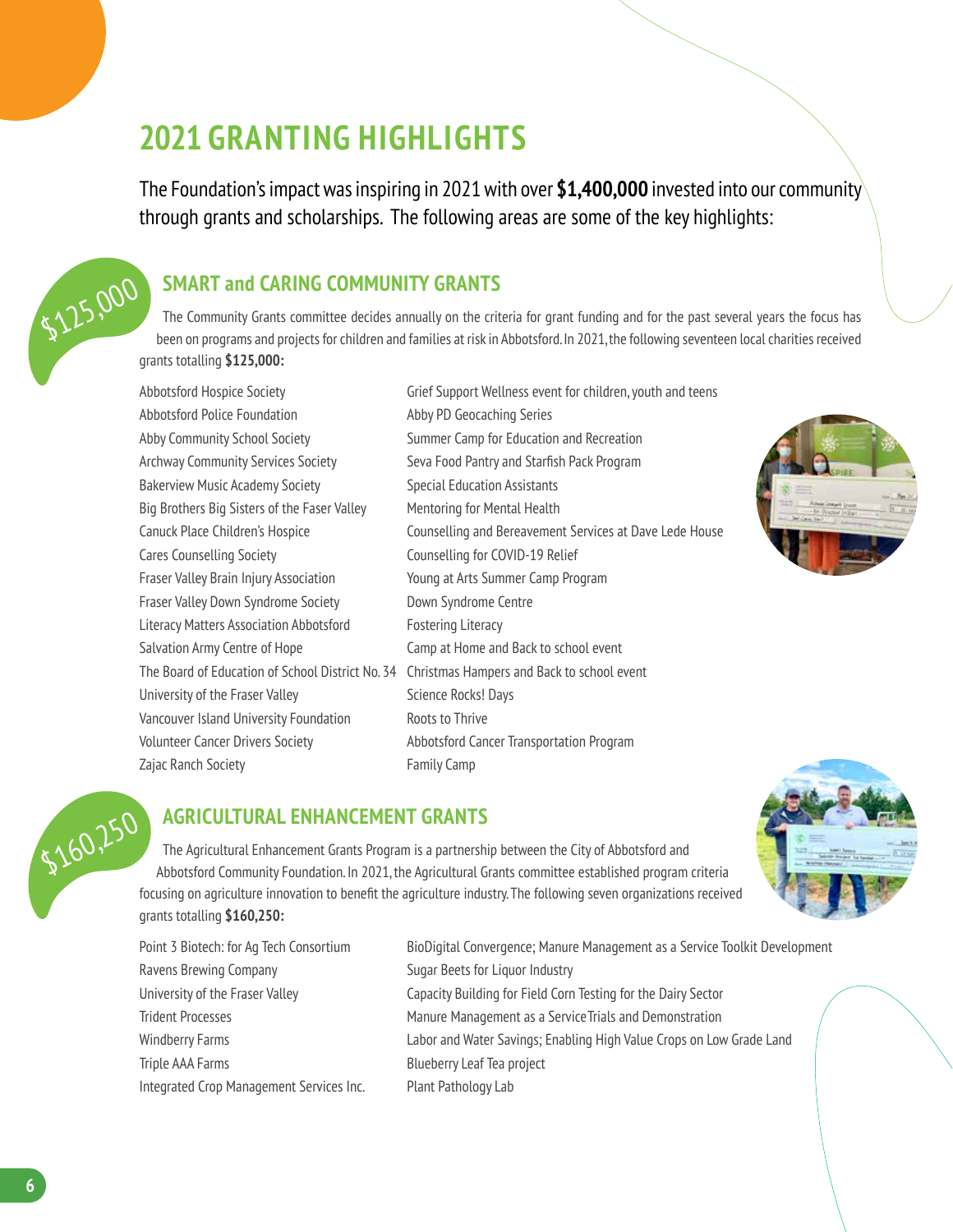# 2021 GRANTING HIGHLIGHTS

The Foundation's impact was inspiring in 2021 with over **$1,400,000** invested into our community through grants and scholarships. The following areas are some of the key highlights:

$125,000

## SMART and CARING COMMUNITY GRANTS

The Community Grants committee decides annually on the criteria for grant funding and for the past several years the focus has been on programs and projects for children and families at risk in Abbotsford. In 2021, the following seventeen local charities received grants totalling **$125,000:**

| | |
|---|---|
| Abbotsford Hospice Society | Grief Support Wellness event for children, youth and teens |
| Abbotsford Police Foundation | Abby PD Geocaching Series |
| Abby Community School Society | Summer Camp for Education and Recreation |
| Archway Community Services Society | Seva Food Pantry and Starfish Pack Program |
| Bakerview Music Academy Society | Special Education Assistants |
| Big Brothers Big Sisters of the Faser Valley | Mentoring for Mental Health |
| Canuck Place Children's Hospice | Counselling and Bereavement Services at Dave Lede House |
| Cares Counselling Society | Counselling for COVID-19 Relief |
| Fraser Valley Brain Injury Association | Young at Arts Summer Camp Program |
| Fraser Valley Down Syndrome Society | Down Syndrome Centre |
| Literacy Matters Association Abbotsford | Fostering Literacy |
| Salvation Army Centre of Hope | Camp at Home and Back to school event |
| The Board of Education of School District No. 34 | Christmas Hampers and Back to school event |
| University of the Fraser Valley | Science Rocks! Days |
| Vancouver Island University Foundation | Roots to Thrive |
| Volunteer Cancer Drivers Society | Abbotsford Cancer Transportation Program |
| Zajac Ranch Society | Family Camp |

$160,250

## AGRICULTURAL ENHANCEMENT GRANTS

The Agricultural Enhancement Grants Program is a partnership between the City of Abbotsford and Abbotsford Community Foundation. In 2021, the Agricultural Grants committee established program criteria focusing on agriculture innovation to benefit the agriculture industry. The following seven organizations received grants totalling **$160,250:**

| | |
|---|---|
| Point 3 Biotech: for Ag Tech Consortium | BioDigital Convergence; Manure Management as a Service Toolkit Development |
| Ravens Brewing Company | Sugar Beets for Liquor Industry |
| University of the Fraser Valley | Capacity Building for Field Corn Testing for the Dairy Sector |
| Trident Processes | Manure Management as a Service Trials and Demonstration |
| Windberry Farms | Labor and Water Savings; Enabling High Value Crops on Low Grade Land |
| Triple AAA Farms | Blueberry Leaf Tea project |
| Integrated Crop Management Services Inc. | Plant Pathology Lab |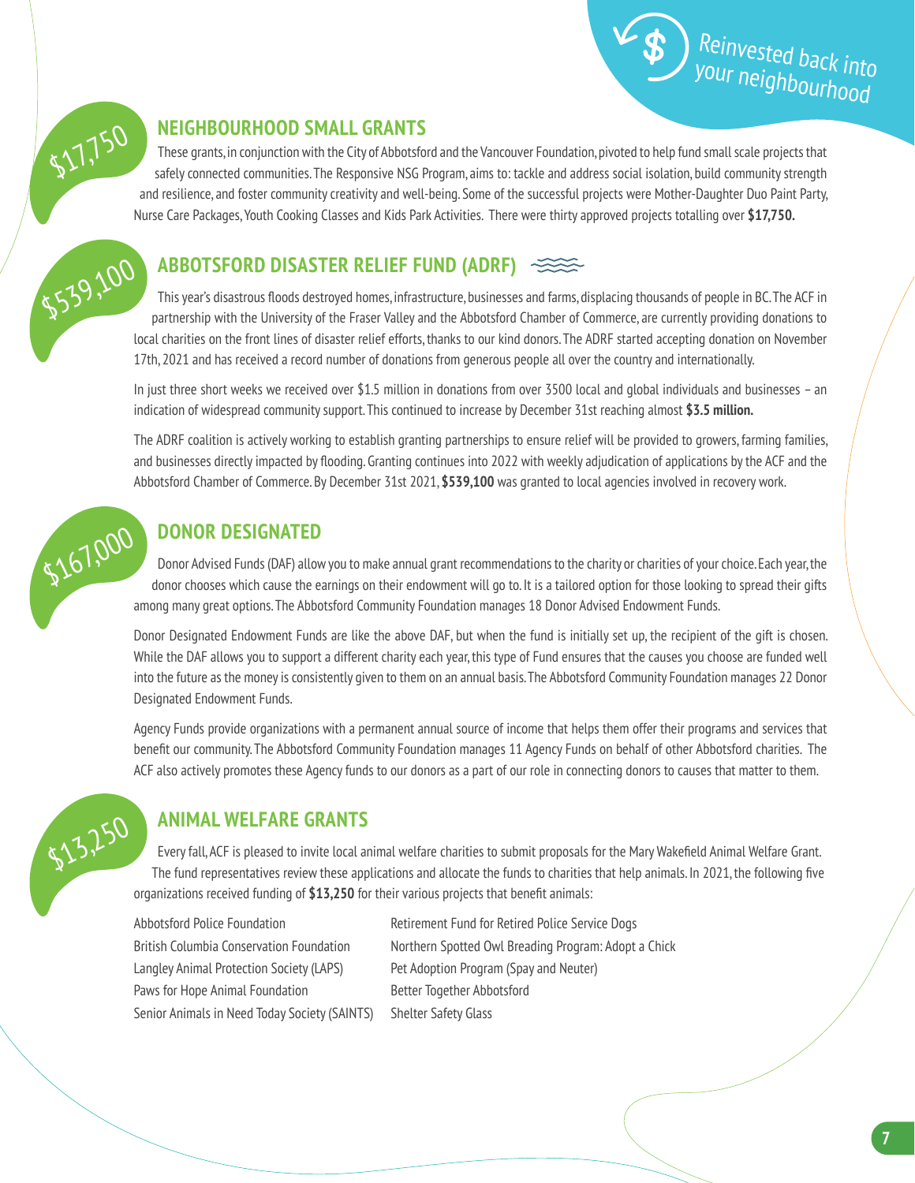Reinvested back into your neighbourhood

$17,750

## NEIGHBOURHOOD SMALL GRANTS

These grants, in conjunction with the City of Abbotsford and the Vancouver Foundation, pivoted to help fund small scale projects that safely connected communities. The Responsive NSG Program, aims to: tackle and address social isolation, build community strength and resilience, and foster community creativity and well-being. Some of the successful projects were Mother-Daughter Duo Paint Party, Nurse Care Packages, Youth Cooking Classes and Kids Park Activities. There were thirty approved projects totalling over **$17,750.**

$539,100

## ABBOTSFORD DISASTER RELIEF FUND (ADRF)

This year's disastrous floods destroyed homes, infrastructure, businesses and farms, displacing thousands of people in BC. The ACF in partnership with the University of the Fraser Valley and the Abbotsford Chamber of Commerce, are currently providing donations to local charities on the front lines of disaster relief efforts, thanks to our kind donors. The ADRF started accepting donation on November 17th, 2021 and has received a record number of donations from generous people all over the country and internationally.

In just three short weeks we received over $1.5 million in donations from over 3500 local and global individuals and businesses – an indication of widespread community support. This continued to increase by December 31st reaching almost **$3.5 million.**

The ADRF coalition is actively working to establish granting partnerships to ensure relief will be provided to growers, farming families, and businesses directly impacted by flooding. Granting continues into 2022 with weekly adjudication of applications by the ACF and the Abbotsford Chamber of Commerce. By December 31st 2021, **$539,100** was granted to local agencies involved in recovery work.

$167,000

## DONOR DESIGNATED

Donor Advised Funds (DAF) allow you to make annual grant recommendations to the charity or charities of your choice. Each year, the donor chooses which cause the earnings on their endowment will go to. It is a tailored option for those looking to spread their gifts among many great options. The Abbotsford Community Foundation manages 18 Donor Advised Endowment Funds.

Donor Designated Endowment Funds are like the above DAF, but when the fund is initially set up, the recipient of the gift is chosen. While the DAF allows you to support a different charity each year, this type of Fund ensures that the causes you choose are funded well into the future as the money is consistently given to them on an annual basis. The Abbotsford Community Foundation manages 22 Donor Designated Endowment Funds.

Agency Funds provide organizations with a permanent annual source of income that helps them offer their programs and services that benefit our community. The Abbotsford Community Foundation manages 11 Agency Funds on behalf of other Abbotsford charities. The ACF also actively promotes these Agency funds to our donors as a part of our role in connecting donors to causes that matter to them.

$13,250

## ANIMAL WELFARE GRANTS

Every fall, ACF is pleased to invite local animal welfare charities to submit proposals for the Mary Wakefield Animal Welfare Grant. The fund representatives review these applications and allocate the funds to charities that help animals. In 2021, the following five organizations received funding of **$13,250** for their various projects that benefit animals:

| | |
|---|---|
| Abbotsford Police Foundation | Retirement Fund for Retired Police Service Dogs |
| British Columbia Conservation Foundation | Northern Spotted Owl Breading Program: Adopt a Chick |
| Langley Animal Protection Society (LAPS) | Pet Adoption Program (Spay and Neuter) |
| Paws for Hope Animal Foundation | Better Together Abbotsford |
| Senior Animals in Need Today Society (SAINTS) | Shelter Safety Glass |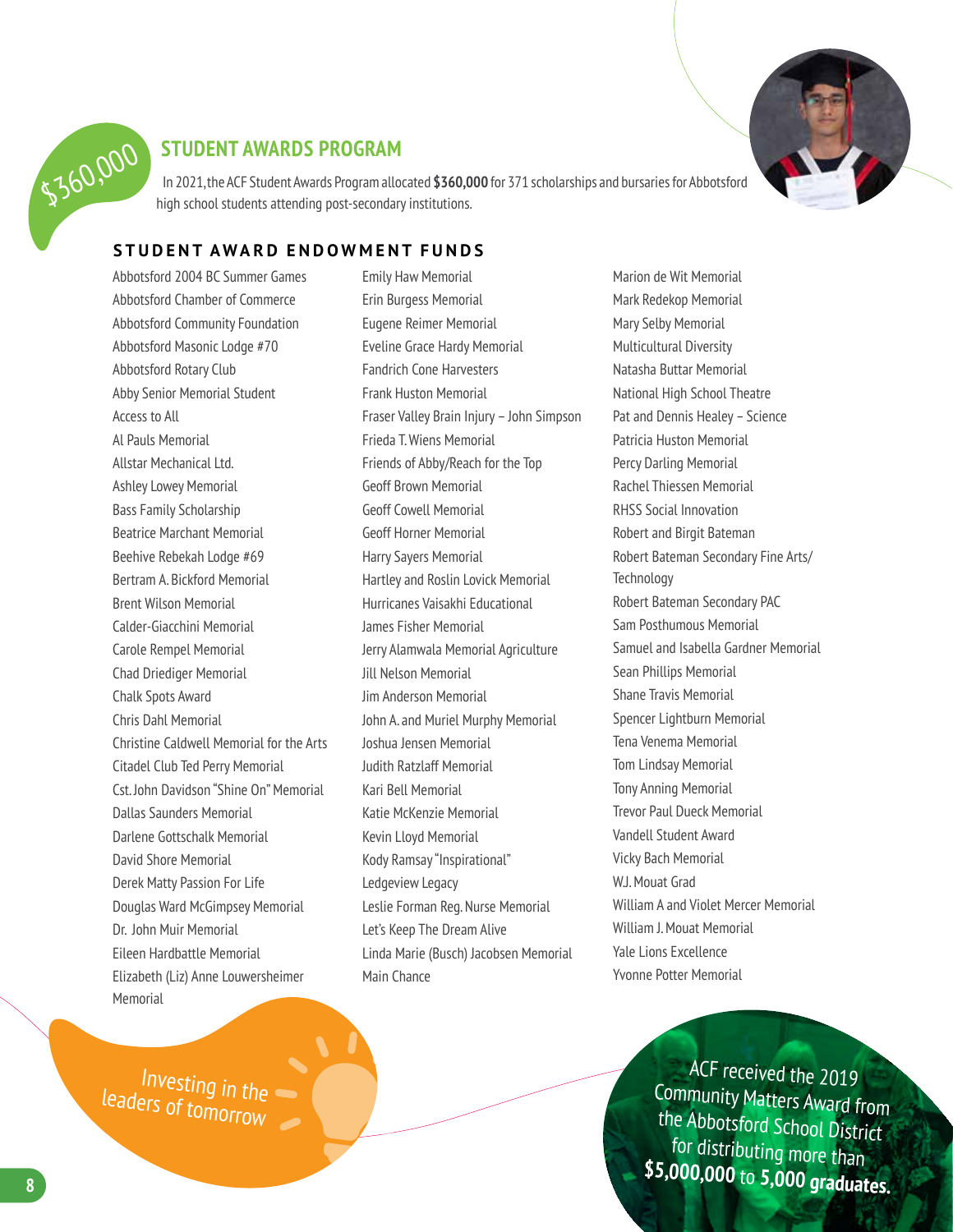$360,000

## STUDENT AWARDS PROGRAM

In 2021, the ACF Student Awards Program allocated **$360,000** for 371 scholarships and bursaries for Abbotsford high school students attending post-secondary institutions.

### STUDENT AWARD ENDOWMENT FUNDS

Abbotsford 2004 BC Summer Games
Abbotsford Chamber of Commerce
Abbotsford Community Foundation
Abbotsford Masonic Lodge #70
Abbotsford Rotary Club
Abby Senior Memorial Student
Access to All
Al Pauls Memorial
Allstar Mechanical Ltd.
Ashley Lowey Memorial
Bass Family Scholarship
Beatrice Marchant Memorial
Beehive Rebekah Lodge #69
Bertram A. Bickford Memorial
Brent Wilson Memorial
Calder-Giacchini Memorial
Carole Rempel Memorial
Chad Driediger Memorial
Chalk Spots Award
Chris Dahl Memorial
Christine Caldwell Memorial for the Arts
Citadel Club Ted Perry Memorial
Cst. John Davidson "Shine On" Memorial
Dallas Saunders Memorial
Darlene Gottschalk Memorial
David Shore Memorial
Derek Matty Passion For Life
Douglas Ward McGimpsey Memorial
Dr. John Muir Memorial
Eileen Hardbattle Memorial
Elizabeth (Liz) Anne Louwersheimer Memorial
Emily Haw Memorial
Erin Burgess Memorial
Eugene Reimer Memorial
Eveline Grace Hardy Memorial
Fandrich Cone Harvesters
Frank Huston Memorial
Fraser Valley Brain Injury – John Simpson
Frieda T. Wiens Memorial
Friends of Abby/Reach for the Top
Geoff Brown Memorial
Geoff Cowell Memorial
Geoff Horner Memorial
Harry Sayers Memorial
Hartley and Roslin Lovick Memorial
Hurricanes Vaisakhi Educational
James Fisher Memorial
Jerry Alamwala Memorial Agriculture
Jill Nelson Memorial
Jim Anderson Memorial
John A. and Muriel Murphy Memorial
Joshua Jensen Memorial
Judith Ratzlaff Memorial
Kari Bell Memorial
Katie McKenzie Memorial
Kevin Lloyd Memorial
Kody Ramsay "Inspirational"
Ledgeview Legacy
Leslie Forman Reg. Nurse Memorial
Let's Keep The Dream Alive
Linda Marie (Busch) Jacobsen Memorial
Main Chance
Marion de Wit Memorial
Mark Redekop Memorial
Mary Selby Memorial
Multicultural Diversity
Natasha Buttar Memorial
National High School Theatre
Pat and Dennis Healey – Science
Patricia Huston Memorial
Percy Darling Memorial
Rachel Thiessen Memorial
RHSS Social Innovation
Robert and Birgit Bateman
Robert Bateman Secondary Fine Arts/ Technology
Robert Bateman Secondary PAC
Sam Posthumous Memorial
Samuel and Isabella Gardner Memorial
Sean Phillips Memorial
Shane Travis Memorial
Spencer Lightburn Memorial
Tena Venema Memorial
Tom Lindsay Memorial
Tony Anning Memorial
Trevor Paul Dueck Memorial
Vandell Student Award
Vicky Bach Memorial
W.J. Mouat Grad
William A and Violet Mercer Memorial
William J. Mouat Memorial
Yale Lions Excellence
Yvonne Potter Memorial

Investing in the leaders of tomorrow

ACF received the 2019 Community Matters Award from the Abbotsford School District for distributing more than **$5,000,000** to **5,000 graduates.**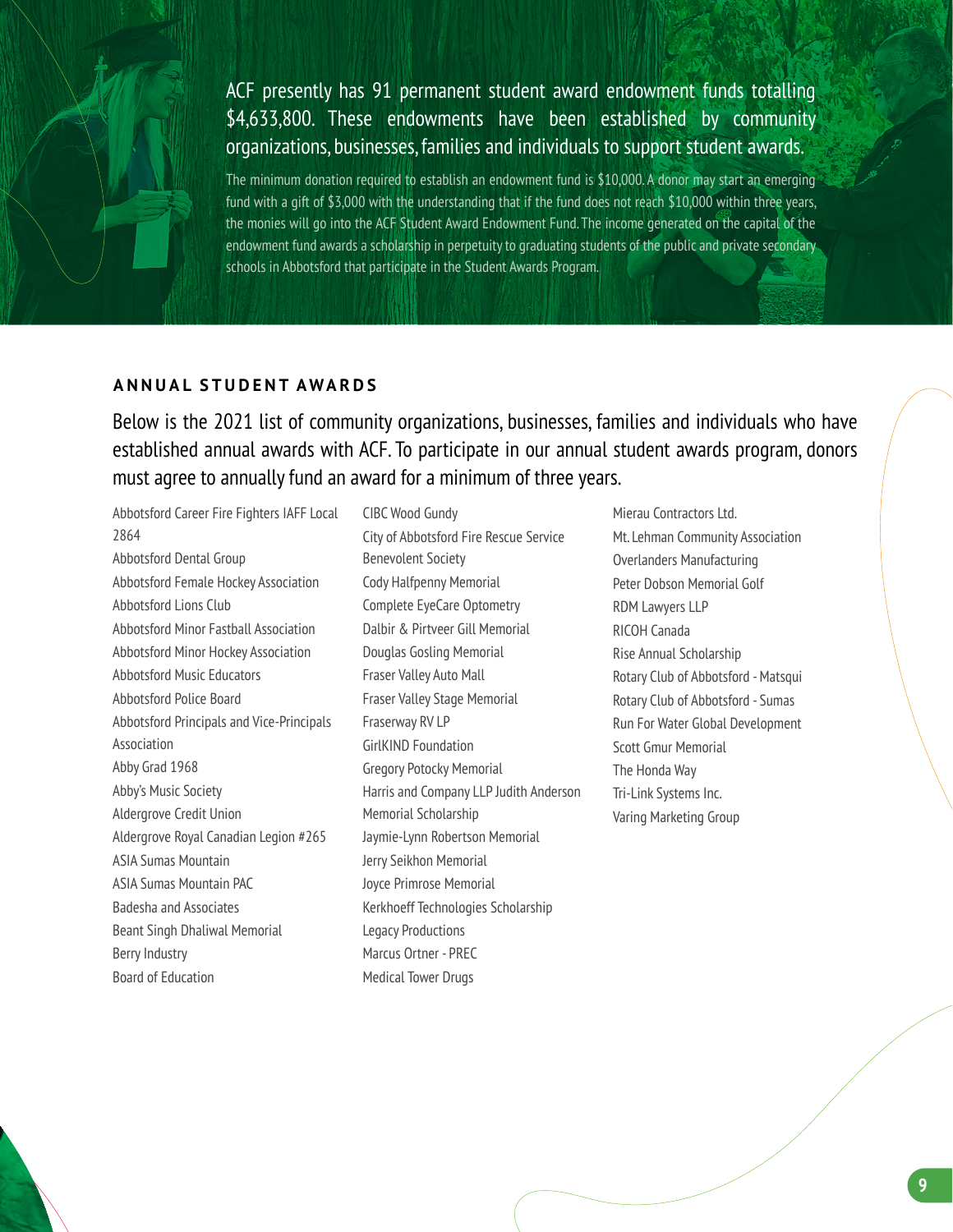ACF presently has 91 permanent student award endowment funds totalling $4,633,800. These endowments have been established by community organizations, businesses, families and individuals to support student awards.

The minimum donation required to establish an endowment fund is $10,000. A donor may start an emerging fund with a gift of $3,000 with the understanding that if the fund does not reach $10,000 within three years, the monies will go into the ACF Student Award Endowment Fund. The income generated on the capital of the endowment fund awards a scholarship in perpetuity to graduating students of the public and private secondary schools in Abbotsford that participate in the Student Awards Program.

## ANNUAL STUDENT AWARDS

Below is the 2021 list of community organizations, businesses, families and individuals who have established annual awards with ACF. To participate in our annual student awards program, donors must agree to annually fund an award for a minimum of three years.

Abbotsford Career Fire Fighters IAFF Local 2864
Abbotsford Dental Group
Abbotsford Female Hockey Association
Abbotsford Lions Club
Abbotsford Minor Fastball Association
Abbotsford Minor Hockey Association
Abbotsford Music Educators
Abbotsford Police Board
Abbotsford Principals and Vice-Principals Association
Abby Grad 1968
Abby's Music Society
Aldergrove Credit Union
Aldergrove Royal Canadian Legion #265
ASIA Sumas Mountain
ASIA Sumas Mountain PAC
Badesha and Associates
Beant Singh Dhaliwal Memorial
Berry Industry
Board of Education
CIBC Wood Gundy
City of Abbotsford Fire Rescue Service Benevolent Society
Cody Halfpenny Memorial
Complete EyeCare Optometry
Dalbir & Pirtveer Gill Memorial
Douglas Gosling Memorial
Fraser Valley Auto Mall
Fraser Valley Stage Memorial
Fraserway RV LP
GirlKIND Foundation
Gregory Potocky Memorial
Harris and Company LLP Judith Anderson Memorial Scholarship
Jaymie-Lynn Robertson Memorial
Jerry Seikhon Memorial
Joyce Primrose Memorial
Kerkhoeff Technologies Scholarship
Legacy Productions
Marcus Ortner - PREC
Medical Tower Drugs
Mierau Contractors Ltd.
Mt. Lehman Community Association
Overlanders Manufacturing
Peter Dobson Memorial Golf
RDM Lawyers LLP
RICOH Canada
Rise Annual Scholarship
Rotary Club of Abbotsford - Matsqui
Rotary Club of Abbotsford - Sumas
Run For Water Global Development
Scott Gmur Memorial
The Honda Way
Tri-Link Systems Inc.
Varing Marketing Group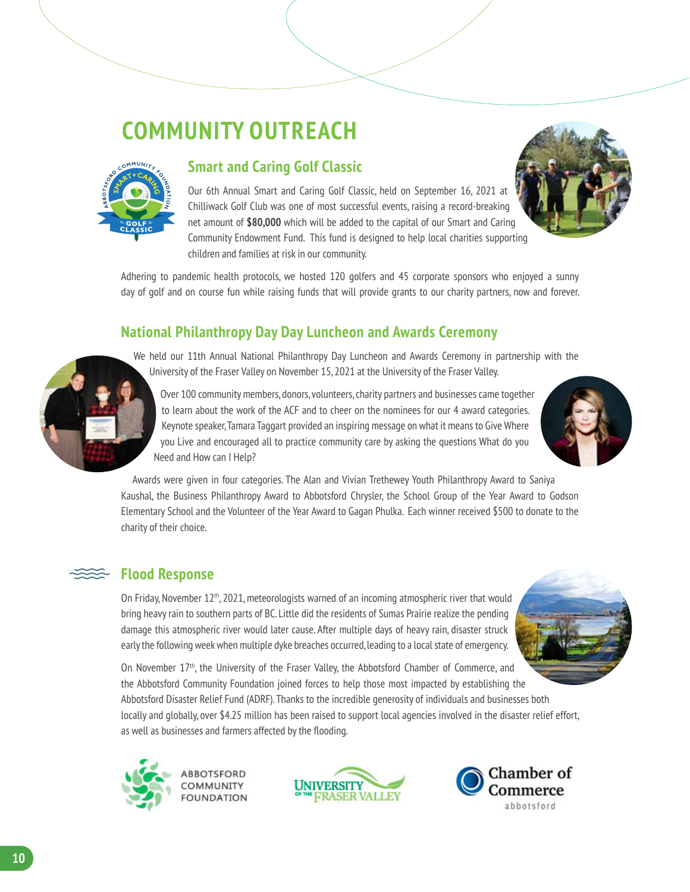# COMMUNITY OUTREACH

## Smart and Caring Golf Classic

Our 6th Annual Smart and Caring Golf Classic, held on September 16, 2021 at Chilliwack Golf Club was one of most successful events, raising a record-breaking net amount of **$80,000** which will be added to the capital of our Smart and Caring Community Endowment Fund. This fund is designed to help local charities supporting children and families at risk in our community.

Adhering to pandemic health protocols, we hosted 120 golfers and 45 corporate sponsors who enjoyed a sunny day of golf and on course fun while raising funds that will provide grants to our charity partners, now and forever.

## National Philanthropy Day Day Luncheon and Awards Ceremony

We held our 11th Annual National Philanthropy Day Luncheon and Awards Ceremony in partnership with the University of the Fraser Valley on November 15, 2021 at the University of the Fraser Valley.

Over 100 community members, donors, volunteers, charity partners and businesses came together to learn about the work of the ACF and to cheer on the nominees for our 4 award categories. Keynote speaker, Tamara Taggart provided an inspiring message on what it means to Give Where you Live and encouraged all to practice community care by asking the questions What do you Need and How can I Help?

Awards were given in four categories. The Alan and Vivian Trethewey Youth Philanthropy Award to Saniya Kaushal, the Business Philanthropy Award to Abbotsford Chrysler, the School Group of the Year Award to Godson Elementary School and the Volunteer of the Year Award to Gagan Phulka. Each winner received $500 to donate to the charity of their choice.

## Flood Response

On Friday, November 12th, 2021, meteorologists warned of an incoming atmospheric river that would bring heavy rain to southern parts of BC. Little did the residents of Sumas Prairie realize the pending damage this atmospheric river would later cause. After multiple days of heavy rain, disaster struck early the following week when multiple dyke breaches occurred, leading to a local state of emergency.

On November 17th, the University of the Fraser Valley, the Abbotsford Chamber of Commerce, and the Abbotsford Community Foundation joined forces to help those most impacted by establishing the Abbotsford Disaster Relief Fund (ADRF). Thanks to the incredible generosity of individuals and businesses both locally and globally, over $4.25 million has been raised to support local agencies involved in the disaster relief effort, as well as businesses and farmers affected by the flooding.

ABBOTSFORD COMMUNITY FOUNDATION

UNIVERSITY OF THE FRASER VALLEY

Chamber of Commerce abbotsford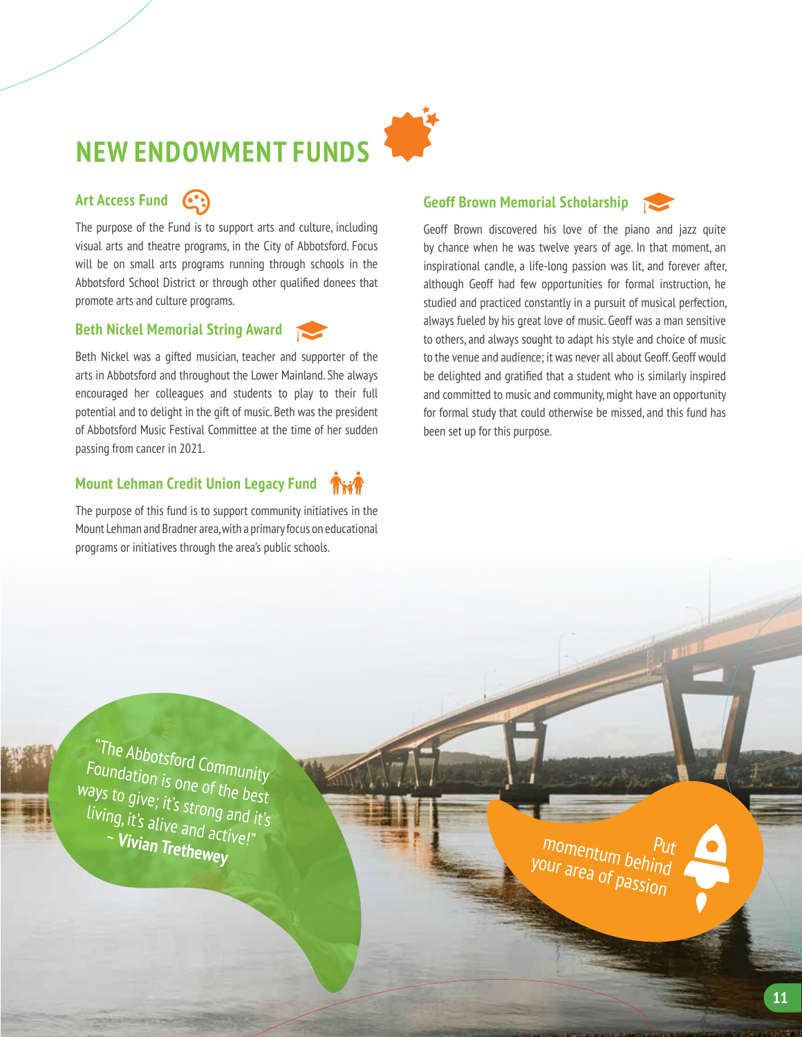# NEW ENDOWMENT FUNDS

## Art Access Fund

The purpose of the Fund is to support arts and culture, including visual arts and theatre programs, in the City of Abbotsford. Focus will be on small arts programs running through schools in the Abbotsford School District or through other qualified donees that promote arts and culture programs.

## Beth Nickel Memorial String Award

Beth Nickel was a gifted musician, teacher and supporter of the arts in Abbotsford and throughout the Lower Mainland. She always encouraged her colleagues and students to play to their full potential and to delight in the gift of music. Beth was the president of Abbotsford Music Festival Committee at the time of her sudden passing from cancer in 2021.

## Mount Lehman Credit Union Legacy Fund

The purpose of this fund is to support community initiatives in the Mount Lehman and Bradner area, with a primary focus on educational programs or initiatives through the area's public schools.

## Geoff Brown Memorial Scholarship

Geoff Brown discovered his love of the piano and jazz quite by chance when he was twelve years of age. In that moment, an inspirational candle, a life-long passion was lit, and forever after, although Geoff had few opportunities for formal instruction, he studied and practiced constantly in a pursuit of musical perfection, always fueled by his great love of music. Geoff was a man sensitive to others, and always sought to adapt his style and choice of music to the venue and audience; it was never all about Geoff. Geoff would be delighted and gratified that a student who is similarly inspired and committed to music and community, might have an opportunity for formal study that could otherwise be missed, and this fund has been set up for this purpose.

"The Abbotsford Community Foundation is one of the best ways to give; it's strong and it's living, it's alive and active!"
~ **Vivian Trethewey**

Put momentum behind your area of passion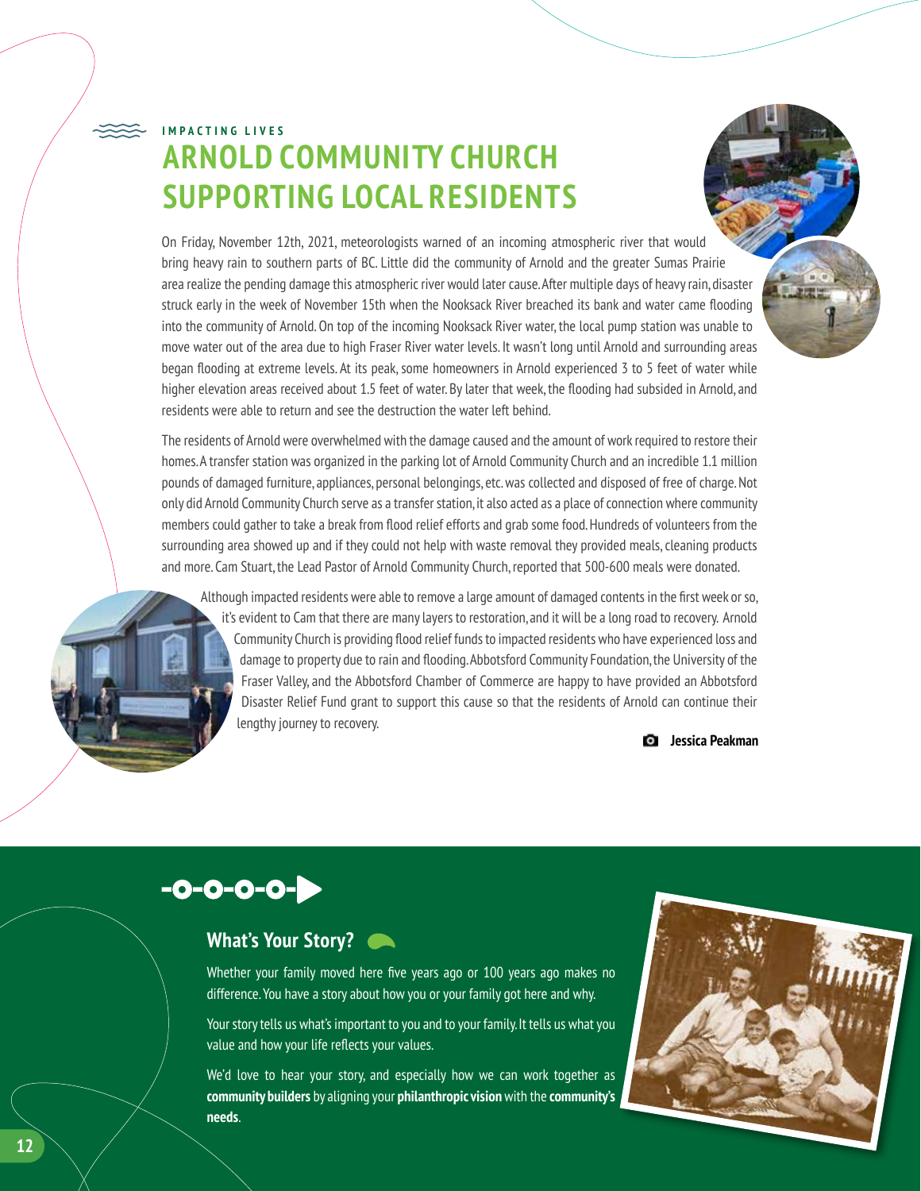IMPACTING LIVES

# ARNOLD COMMUNITY CHURCH SUPPORTING LOCAL RESIDENTS

On Friday, November 12th, 2021, meteorologists warned of an incoming atmospheric river that would bring heavy rain to southern parts of BC. Little did the community of Arnold and the greater Sumas Prairie area realize the pending damage this atmospheric river would later cause. After multiple days of heavy rain, disaster struck early in the week of November 15th when the Nooksack River breached its bank and water came flooding into the community of Arnold. On top of the incoming Nooksack River water, the local pump station was unable to move water out of the area due to high Fraser River water levels. It wasn't long until Arnold and surrounding areas began flooding at extreme levels. At its peak, some homeowners in Arnold experienced 3 to 5 feet of water while higher elevation areas received about 1.5 feet of water. By later that week, the flooding had subsided in Arnold, and residents were able to return and see the destruction the water left behind.

The residents of Arnold were overwhelmed with the damage caused and the amount of work required to restore their homes. A transfer station was organized in the parking lot of Arnold Community Church and an incredible 1.1 million pounds of damaged furniture, appliances, personal belongings, etc. was collected and disposed of free of charge. Not only did Arnold Community Church serve as a transfer station, it also acted as a place of connection where community members could gather to take a break from flood relief efforts and grab some food. Hundreds of volunteers from the surrounding area showed up and if they could not help with waste removal they provided meals, cleaning products and more. Cam Stuart, the Lead Pastor of Arnold Community Church, reported that 500-600 meals were donated.

Although impacted residents were able to remove a large amount of damaged contents in the first week or so, it's evident to Cam that there are many layers to restoration, and it will be a long road to recovery. Arnold Community Church is providing flood relief funds to impacted residents who have experienced loss and damage to property due to rain and flooding. Abbotsford Community Foundation, the University of the Fraser Valley, and the Abbotsford Chamber of Commerce are happy to have provided an Abbotsford Disaster Relief Fund grant to support this cause so that the residents of Arnold can continue their lengthy journey to recovery.

**Jessica Peakman**

## What's Your Story?

Whether your family moved here five years ago or 100 years ago makes no difference. You have a story about how you or your family got here and why.

Your story tells us what's important to you and to your family. It tells us what you value and how your life reflects your values.

We'd love to hear your story, and especially how we can work together as **community builders** by aligning your **philanthropic vision** with the **community's needs**.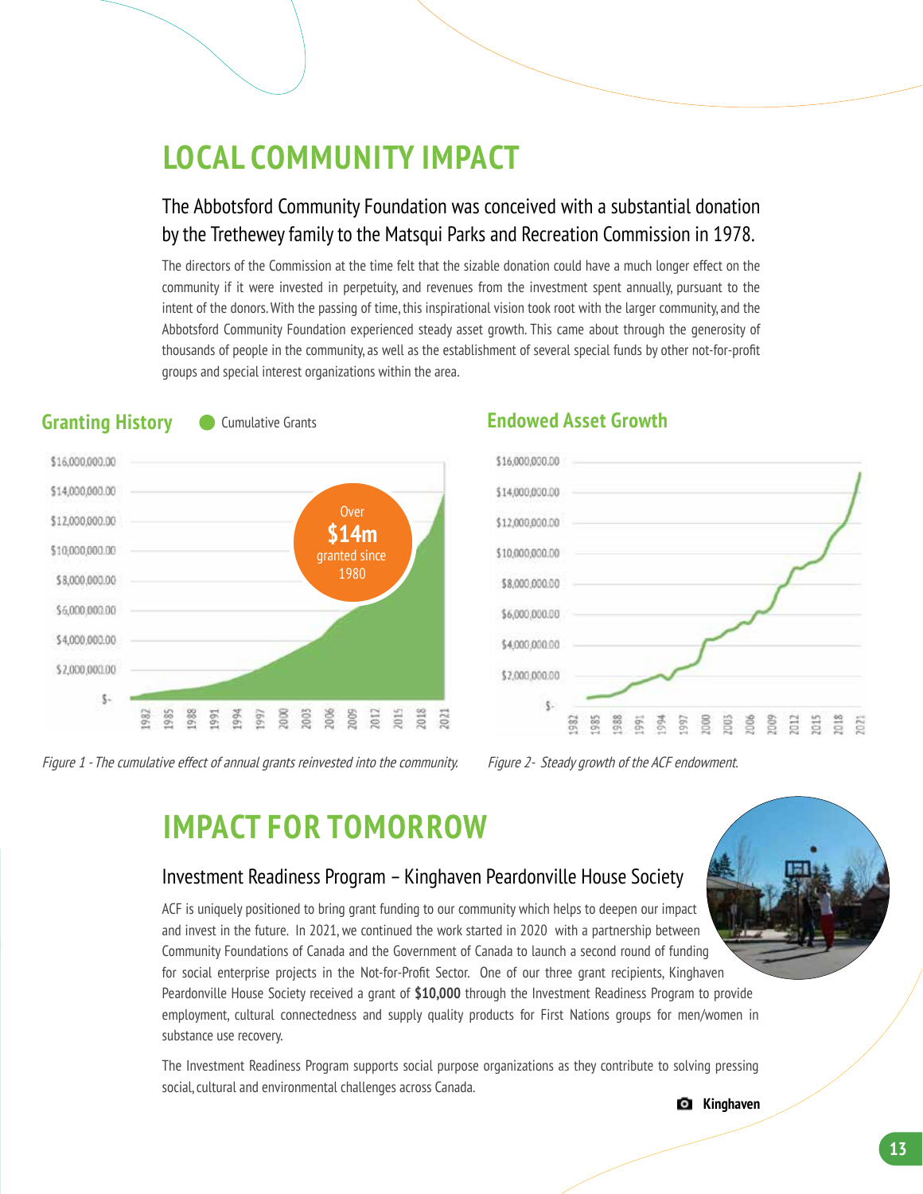# LOCAL COMMUNITY IMPACT

## The Abbotsford Community Foundation was conceived with a substantial donation by the Trethewey family to the Matsqui Parks and Recreation Commission in 1978.

The directors of the Commission at the time felt that the sizable donation could have a much longer effect on the community if it were invested in perpetuity, and revenues from the investment spent annually, pursuant to the intent of the donors. With the passing of time, this inspirational vision took root with the larger community, and the Abbotsford Community Foundation experienced steady asset growth. This came about through the generosity of thousands of people in the community, as well as the establishment of several special funds by other not-for-profit groups and special interest organizations within the area.

### Granting History

Cumulative Grants

Over **$14m** granted since 1980

*Figure 1 - The cumulative effect of annual grants reinvested into the community.*

### Endowed Asset Growth

*Figure 2- Steady growth of the ACF endowment.*

# IMPACT FOR TOMORROW

## Investment Readiness Program – Kinghaven Peardonville House Society

ACF is uniquely positioned to bring grant funding to our community which helps to deepen our impact and invest in the future. In 2021, we continued the work started in 2020 with a partnership between Community Foundations of Canada and the Government of Canada to launch a second round of funding for social enterprise projects in the Not-for-Profit Sector. One of our three grant recipients, Kinghaven Peardonville House Society received a grant of **$10,000** through the Investment Readiness Program to provide employment, cultural connectedness and supply quality products for First Nations groups for men/women in substance use recovery.

The Investment Readiness Program supports social purpose organizations as they contribute to solving pressing social, cultural and environmental challenges across Canada.

**Kinghaven**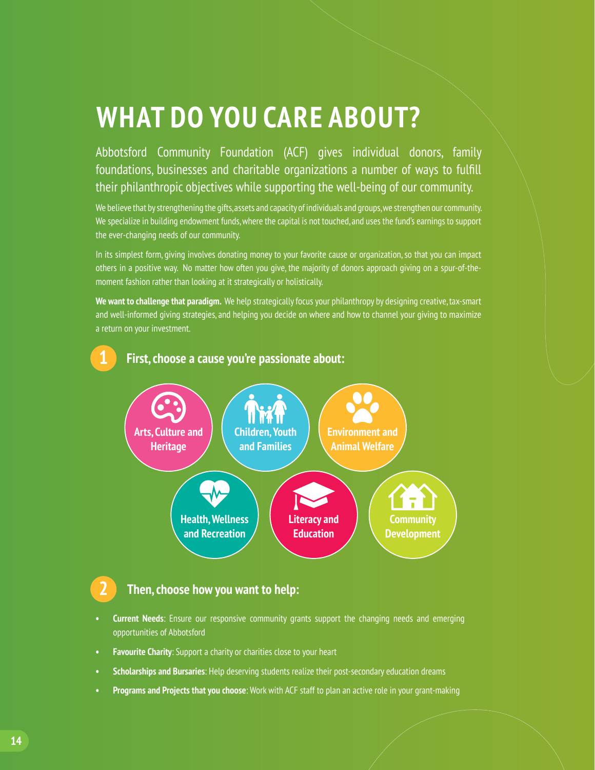# WHAT DO YOU CARE ABOUT?

Abbotsford Community Foundation (ACF) gives individual donors, family foundations, businesses and charitable organizations a number of ways to fulfill their philanthropic objectives while supporting the well-being of our community.

We believe that by strengthening the gifts, assets and capacity of individuals and groups, we strengthen our community. We specialize in building endowment funds, where the capital is not touched, and uses the fund's earnings to support the ever-changing needs of our community.

In its simplest form, giving involves donating money to your favorite cause or organization, so that you can impact others in a positive way. No matter how often you give, the majority of donors approach giving on a spur-of-the-moment fashion rather than looking at it strategically or holistically.

**We want to challenge that paradigm.** We help strategically focus your philanthropy by designing creative, tax-smart and well-informed giving strategies, and helping you decide on where and how to channel your giving to maximize a return on your investment.

## 1 First, choose a cause you're passionate about:

- Arts, Culture and Heritage
- Children, Youth and Families
- Environment and Animal Welfare
- Health, Wellness and Recreation
- Literacy and Education
- Community Development

## 2 Then, choose how you want to help:

- **Current Needs**: Ensure our responsive community grants support the changing needs and emerging opportunities of Abbotsford
- **Favourite Charity**: Support a charity or charities close to your heart
- **Scholarships and Bursaries**: Help deserving students realize their post-secondary education dreams
- **Programs and Projects that you choose**: Work with ACF staff to plan an active role in your grant-making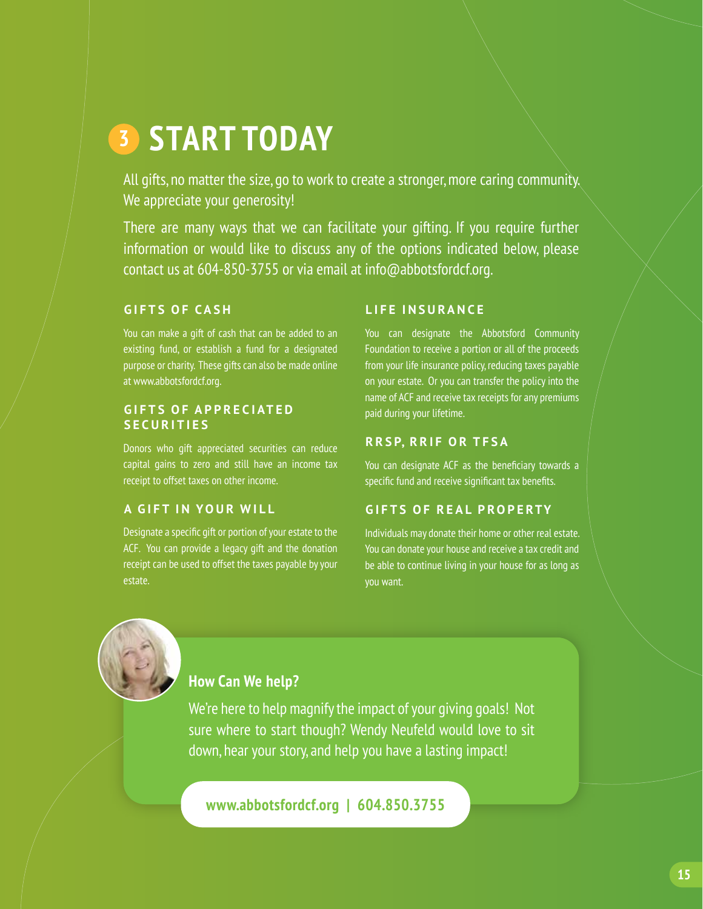# 3 START TODAY

All gifts, no matter the size, go to work to create a stronger, more caring community. We appreciate your generosity!

There are many ways that we can facilitate your gifting. If you require further information or would like to discuss any of the options indicated below, please contact us at 604-850-3755 or via email at info@abbotsfordcf.org.

### GIFTS OF CASH

You can make a gift of cash that can be added to an existing fund, or establish a fund for a designated purpose or charity. These gifts can also be made online at www.abbotsfordcf.org.

### GIFTS OF APPRECIATED SECURITIES

Donors who gift appreciated securities can reduce capital gains to zero and still have an income tax receipt to offset taxes on other income.

### A GIFT IN YOUR WILL

Designate a specific gift or portion of your estate to the ACF. You can provide a legacy gift and the donation receipt can be used to offset the taxes payable by your estate.

### LIFE INSURANCE

You can designate the Abbotsford Community Foundation to receive a portion or all of the proceeds from your life insurance policy, reducing taxes payable on your estate. Or you can transfer the policy into the name of ACF and receive tax receipts for any premiums paid during your lifetime.

### RRSP, RRIF OR TFSA

You can designate ACF as the beneficiary towards a specific fund and receive significant tax benefits.

### GIFTS OF REAL PROPERTY

Individuals may donate their home or other real estate. You can donate your house and receive a tax credit and be able to continue living in your house for as long as you want.

### How Can We help?

We're here to help magnify the impact of your giving goals! Not sure where to start though? Wendy Neufeld would love to sit down, hear your story, and help you have a lasting impact!

**www.abbotsfordcf.org | 604.850.3755**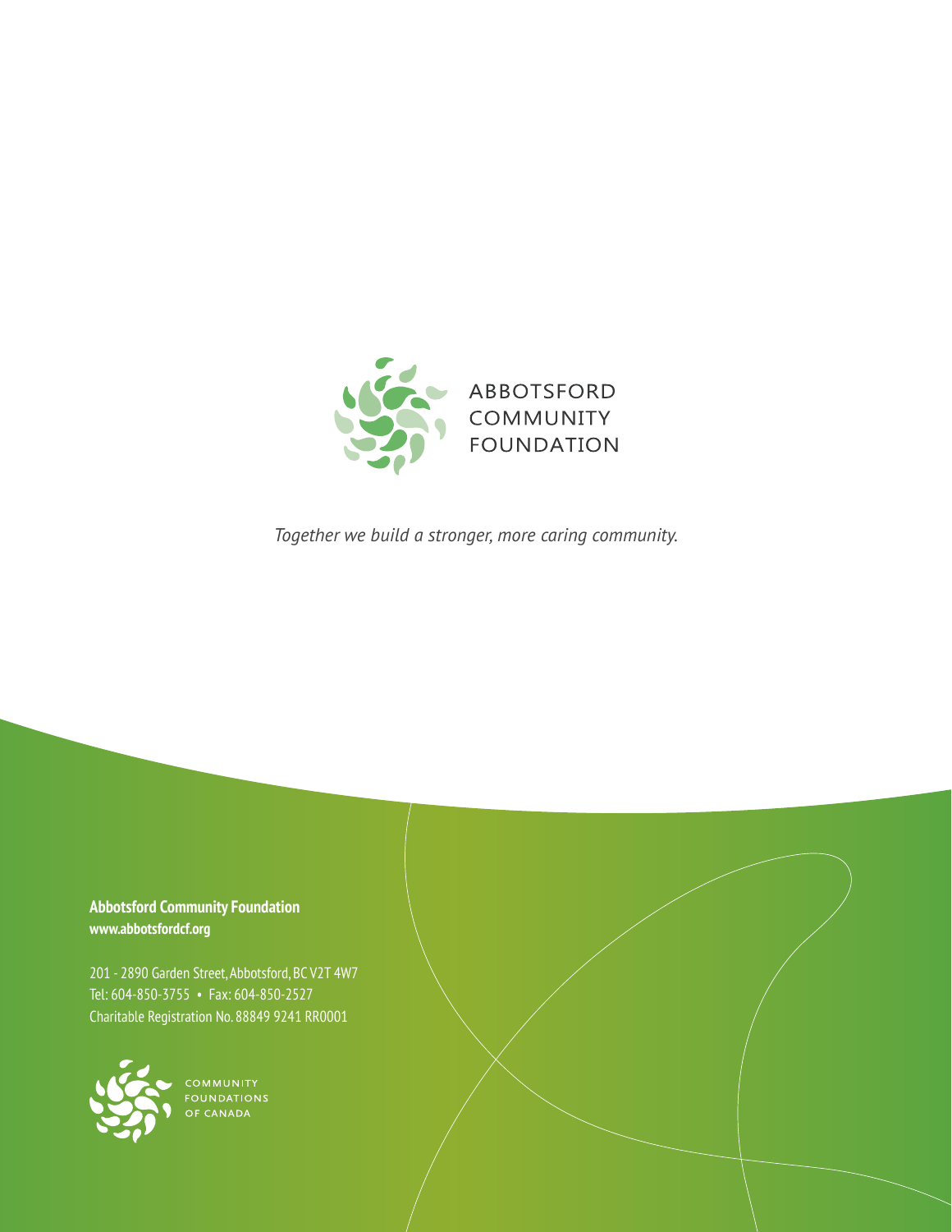ABBOTSFORD
COMMUNITY
FOUNDATION

*Together we build a stronger, more caring community.*

**Abbotsford Community Foundation**
**www.abbotsfordcf.org**

201 - 2890 Garden Street, Abbotsford, BC V2T 4W7
Tel: 604-850-3755 • Fax: 604-850-2527
Charitable Registration No. 88849 9241 RR0001

COMMUNITY
FOUNDATIONS
OF CANADA